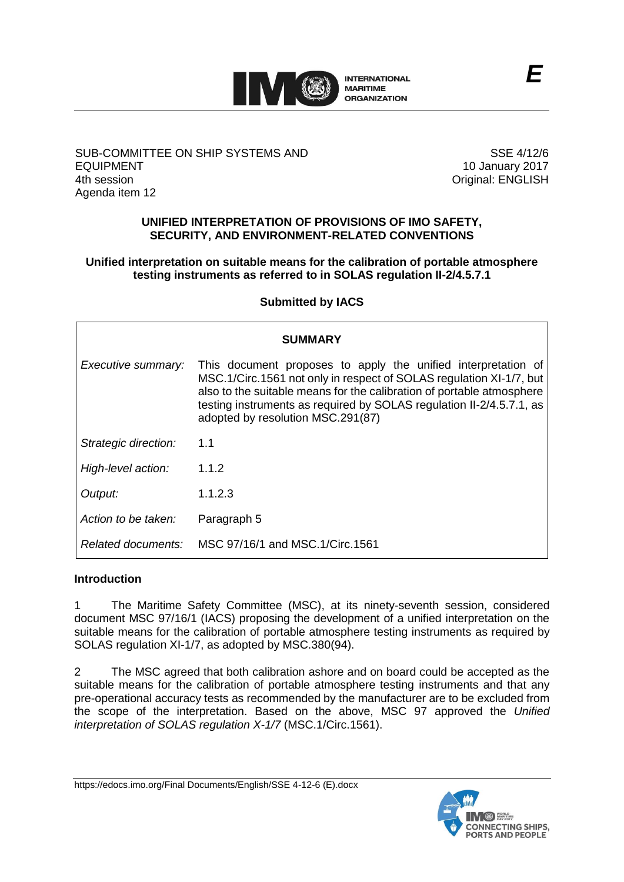**E**

SUB-COMMITTEE ON SHIP SYSTEMS AND EQUIPMENT
4th session
Agenda item 12

SSE 4/12/6
10 January 2017
Original: ENGLISH

## UNIFIED INTERPRETATION OF PROVISIONS OF IMO SAFETY, SECURITY, AND ENVIRONMENT-RELATED CONVENTIONS

### Unified interpretation on suitable means for the calibration of portable atmosphere testing instruments as referred to in SOLAS regulation II-2/4.5.7.1

**Submitted by IACS**

| **SUMMARY** | |
|---|---|
| *Executive summary:* | This document proposes to apply the unified interpretation of MSC.1/Circ.1561 not only in respect of SOLAS regulation XI-1/7, but also to the suitable means for the calibration of portable atmosphere testing instruments as required by SOLAS regulation II-2/4.5.7.1, as adopted by resolution MSC.291(87) |
| *Strategic direction:* | 1.1 |
| *High-level action:* | 1.1.2 |
| *Output:* | 1.1.2.3 |
| *Action to be taken:* | Paragraph 5 |
| *Related documents:* | MSC 97/16/1 and MSC.1/Circ.1561 |

**Introduction**

1 The Maritime Safety Committee (MSC), at its ninety-seventh session, considered document MSC 97/16/1 (IACS) proposing the development of a unified interpretation on the suitable means for the calibration of portable atmosphere testing instruments as required by SOLAS regulation XI-1/7, as adopted by MSC.380(94).

2 The MSC agreed that both calibration ashore and on board could be accepted as the suitable means for the calibration of portable atmosphere testing instruments and that any pre-operational accuracy tests as recommended by the manufacturer are to be excluded from the scope of the interpretation. Based on the above, MSC 97 approved the *Unified interpretation of SOLAS regulation X-1/7* (MSC.1/Circ.1561).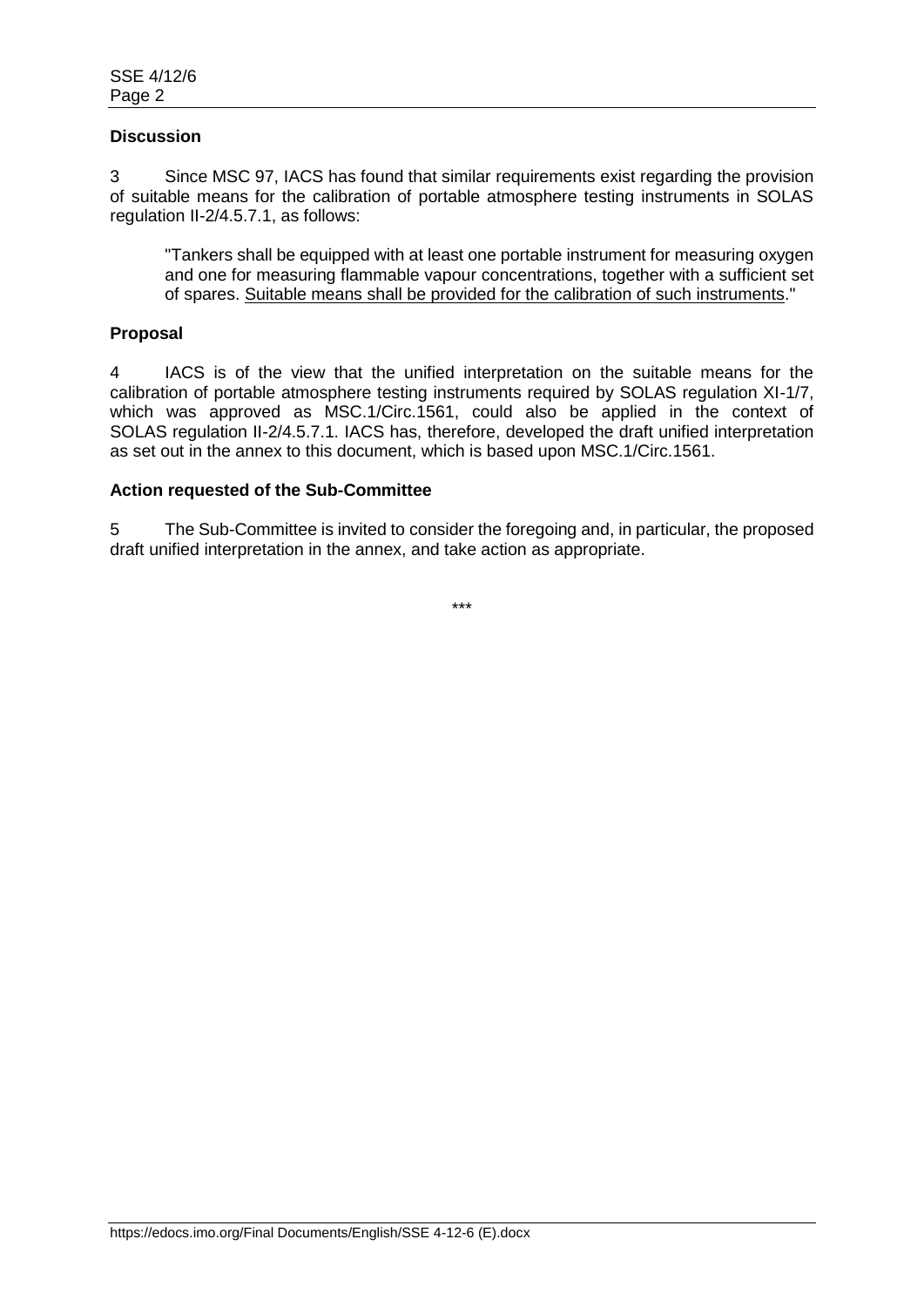**Discussion**

3 Since MSC 97, IACS has found that similar requirements exist regarding the provision of suitable means for the calibration of portable atmosphere testing instruments in SOLAS regulation II-2/4.5.7.1, as follows:

> "Tankers shall be equipped with at least one portable instrument for measuring oxygen and one for measuring flammable vapour concentrations, together with a sufficient set of spares. Suitable means shall be provided for the calibration of such instruments."

**Proposal**

4 IACS is of the view that the unified interpretation on the suitable means for the calibration of portable atmosphere testing instruments required by SOLAS regulation XI-1/7, which was approved as MSC.1/Circ.1561, could also be applied in the context of SOLAS regulation II-2/4.5.7.1. IACS has, therefore, developed the draft unified interpretation as set out in the annex to this document, which is based upon MSC.1/Circ.1561.

**Action requested of the Sub-Committee**

5 The Sub-Committee is invited to consider the foregoing and, in particular, the proposed draft unified interpretation in the annex, and take action as appropriate.

***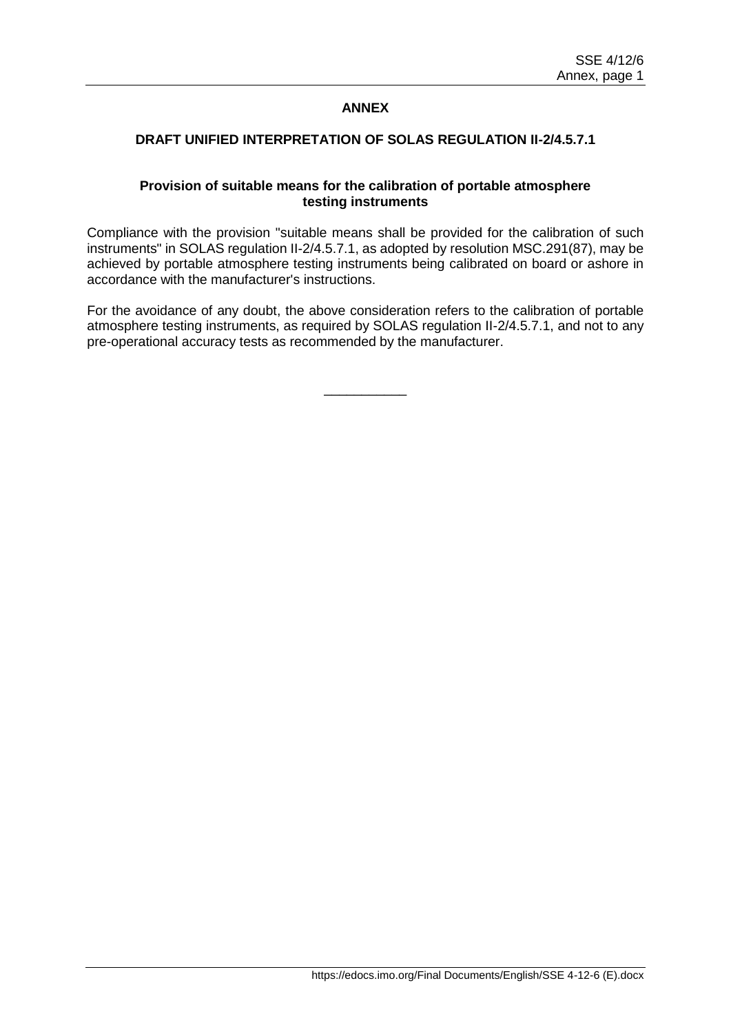# ANNEX

## DRAFT UNIFIED INTERPRETATION OF SOLAS REGULATION II-2/4.5.7.1

### Provision of suitable means for the calibration of portable atmosphere testing instruments

Compliance with the provision "suitable means shall be provided for the calibration of such instruments" in SOLAS regulation II-2/4.5.7.1, as adopted by resolution MSC.291(87), may be achieved by portable atmosphere testing instruments being calibrated on board or ashore in accordance with the manufacturer's instructions.

For the avoidance of any doubt, the above consideration refers to the calibration of portable atmosphere testing instruments, as required by SOLAS regulation II-2/4.5.7.1, and not to any pre-operational accuracy tests as recommended by the manufacturer.

___________